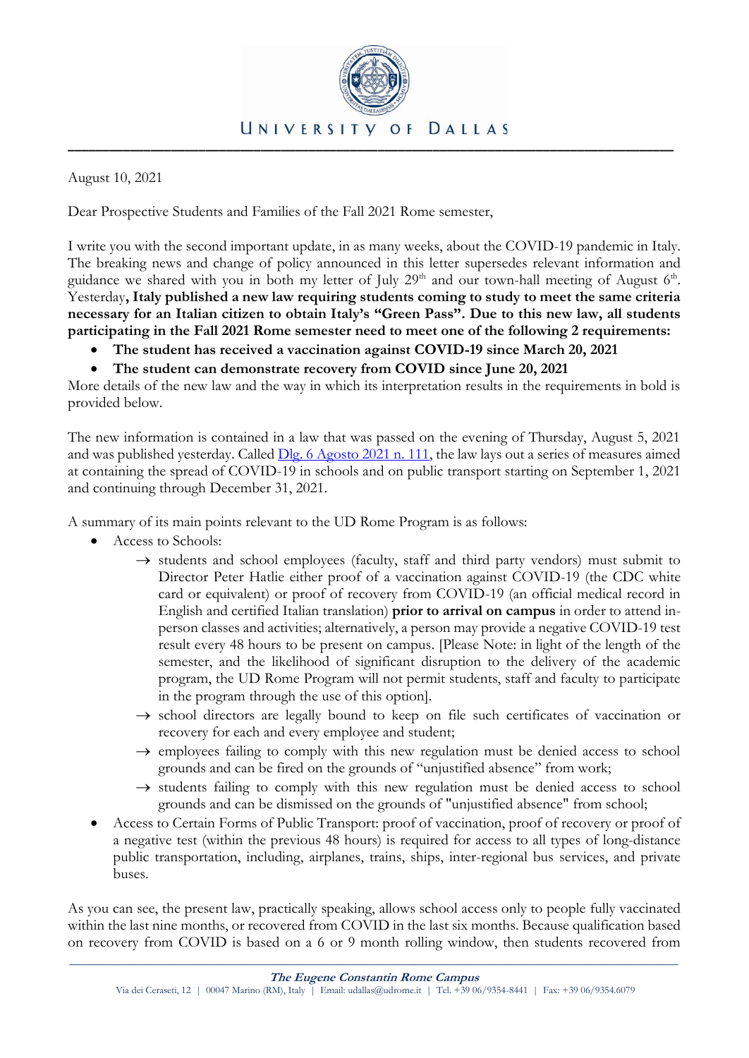# UNIVERSITY OF DALLAS

August 10, 2021

Dear Prospective Students and Families of the Fall 2021 Rome semester,

I write you with the second important update, in as many weeks, about the COVID-19 pandemic in Italy. The breaking news and change of policy announced in this letter supersedes relevant information and guidance we shared with you in both my letter of July 29th and our town-hall meeting of August 6th. Yesterday, **Italy published a new law requiring students coming to study to meet the same criteria necessary for an Italian citizen to obtain Italy's "Green Pass". Due to this new law, all students participating in the Fall 2021 Rome semester need to meet one of the following 2 requirements:**

- **The student has received a vaccination against COVID-19 since March 20, 2021**
- **The student can demonstrate recovery from COVID since June 20, 2021**

More details of the new law and the way in which its interpretation results in the requirements in bold is provided below.

The new information is contained in a law that was passed on the evening of Thursday, August 5, 2021 and was published yesterday. Called Dlg. 6 Agosto 2021 n. 111, the law lays out a series of measures aimed at containing the spread of COVID-19 in schools and on public transport starting on September 1, 2021 and continuing through December 31, 2021.

A summary of its main points relevant to the UD Rome Program is as follows:

- Access to Schools:
  - → students and school employees (faculty, staff and third party vendors) must submit to Director Peter Hatlie either proof of a vaccination against COVID-19 (the CDC white card or equivalent) or proof of recovery from COVID-19 (an official medical record in English and certified Italian translation) **prior to arrival on campus** in order to attend in-person classes and activities; alternatively, a person may provide a negative COVID-19 test result every 48 hours to be present on campus. [Please Note: in light of the length of the semester, and the likelihood of significant disruption to the delivery of the academic program, the UD Rome Program will not permit students, staff and faculty to participate in the program through the use of this option].
  - → school directors are legally bound to keep on file such certificates of vaccination or recovery for each and every employee and student;
  - → employees failing to comply with this new regulation must be denied access to school grounds and can be fired on the grounds of "unjustified absence" from work;
  - → students failing to comply with this new regulation must be denied access to school grounds and can be dismissed on the grounds of "unjustified absence" from school;
- Access to Certain Forms of Public Transport: proof of vaccination, proof of recovery or proof of a negative test (within the previous 48 hours) is required for access to all types of long-distance public transportation, including, airplanes, trains, ships, inter-regional bus services, and private buses.

As you can see, the present law, practically speaking, allows school access only to people fully vaccinated within the last nine months, or recovered from COVID in the last six months. Because qualification based on recovery from COVID is based on a 6 or 9 month rolling window, then students recovered from

***The Eugene Constantin Rome Campus***
Via dei Ceraseti, 12 | 00047 Marino (RM), Italy | Email: udallas@udrome.it | Tel. +39 06/9354-8441 | Fax: +39 06/9354.6079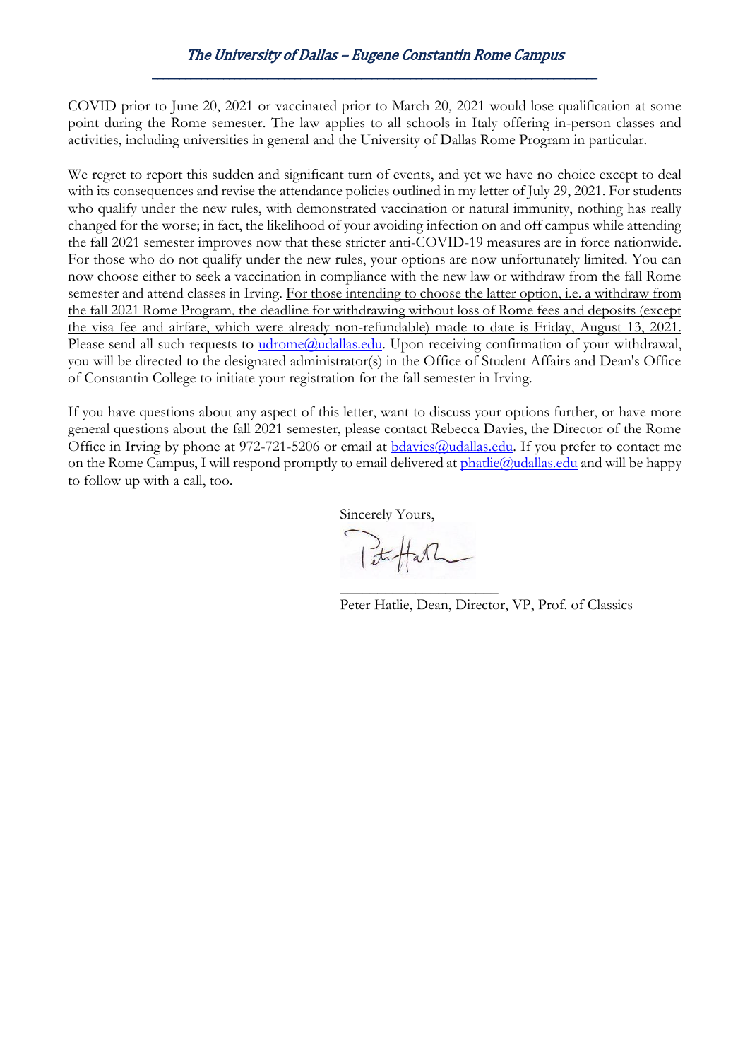COVID prior to June 20, 2021 or vaccinated prior to March 20, 2021 would lose qualification at some point during the Rome semester. The law applies to all schools in Italy offering in-person classes and activities, including universities in general and the University of Dallas Rome Program in particular.

We regret to report this sudden and significant turn of events, and yet we have no choice except to deal with its consequences and revise the attendance policies outlined in my letter of July 29, 2021. For students who qualify under the new rules, with demonstrated vaccination or natural immunity, nothing has really changed for the worse; in fact, the likelihood of your avoiding infection on and off campus while attending the fall 2021 semester improves now that these stricter anti-COVID-19 measures are in force nationwide. For those who do not qualify under the new rules, your options are now unfortunately limited. You can now choose either to seek a vaccination in compliance with the new law or withdraw from the fall Rome semester and attend classes in Irving. <u>For those intending to choose the latter option, i.e. a withdraw from the fall 2021 Rome Program, the deadline for withdrawing without loss of Rome fees and deposits (except the visa fee and airfare, which were already non-refundable) made to date is Friday, August 13, 2021.</u> Please send all such requests to udrome@udallas.edu. Upon receiving confirmation of your withdrawal, you will be directed to the designated administrator(s) in the Office of Student Affairs and Dean's Office of Constantin College to initiate your registration for the fall semester in Irving.

If you have questions about any aspect of this letter, want to discuss your options further, or have more general questions about the fall 2021 semester, please contact Rebecca Davies, the Director of the Rome Office in Irving by phone at 972-721-5206 or email at bdavies@udallas.edu. If you prefer to contact me on the Rome Campus, I will respond promptly to email delivered at phatlie@udallas.edu and will be happy to follow up with a call, too.

Sincerely Yours,

\_\_\_\_\_\_\_\_\_\_\_\_\_\_\_\_\_\_\_\_\_\_

Peter Hatlie, Dean, Director, VP, Prof. of Classics